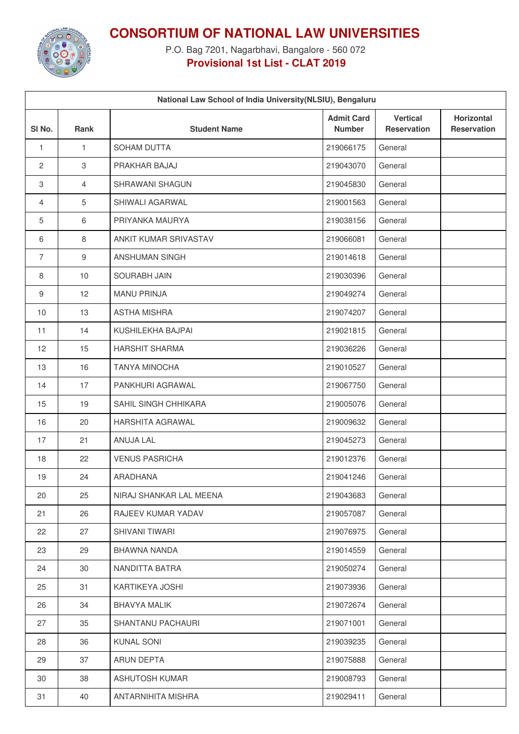# CONSORTIUM OF NATIONAL LAW UNIVERSITIES

P.O. Bag 7201, Nagarbhavi, Bangalore - 560 072

**Provisional 1st List - CLAT 2019**

| National Law School of India University(NLSIU), Bengaluru | | | | | |
|---|---|---|---|---|---|
| Sl No. | Rank | Student Name | Admit Card Number | Vertical Reservation | Horizontal Reservation |
| 1 | 1 | SOHAM DUTTA | 219066175 | General | |
| 2 | 3 | PRAKHAR BAJAJ | 219043070 | General | |
| 3 | 4 | SHRAWANI SHAGUN | 219045830 | General | |
| 4 | 5 | SHIWALI AGARWAL | 219001563 | General | |
| 5 | 6 | PRIYANKA MAURYA | 219038156 | General | |
| 6 | 8 | ANKIT KUMAR SRIVASTAV | 219066081 | General | |
| 7 | 9 | ANSHUMAN SINGH | 219014618 | General | |
| 8 | 10 | SOURABH JAIN | 219030396 | General | |
| 9 | 12 | MANU PRINJA | 219049274 | General | |
| 10 | 13 | ASTHA MISHRA | 219074207 | General | |
| 11 | 14 | KUSHILEKHA BAJPAI | 219021815 | General | |
| 12 | 15 | HARSHIT SHARMA | 219036226 | General | |
| 13 | 16 | TANYA MINOCHA | 219010527 | General | |
| 14 | 17 | PANKHURI AGRAWAL | 219067750 | General | |
| 15 | 19 | SAHIL SINGH CHHIKARA | 219005076 | General | |
| 16 | 20 | HARSHITA AGRAWAL | 219009632 | General | |
| 17 | 21 | ANUJA LAL | 219045273 | General | |
| 18 | 22 | VENUS PASRICHA | 219012376 | General | |
| 19 | 24 | ARADHANA | 219041246 | General | |
| 20 | 25 | NIRAJ SHANKAR LAL MEENA | 219043683 | General | |
| 21 | 26 | RAJEEV KUMAR YADAV | 219057087 | General | |
| 22 | 27 | SHIVANI TIWARI | 219076975 | General | |
| 23 | 29 | BHAWNA NANDA | 219014559 | General | |
| 24 | 30 | NANDITTA BATRA | 219050274 | General | |
| 25 | 31 | KARTIKEYA JOSHI | 219073936 | General | |
| 26 | 34 | BHAVYA MALIK | 219072674 | General | |
| 27 | 35 | SHANTANU PACHAURI | 219071001 | General | |
| 28 | 36 | KUNAL SONI | 219039235 | General | |
| 29 | 37 | ARUN DEPTA | 219075888 | General | |
| 30 | 38 | ASHUTOSH KUMAR | 219008793 | General | |
| 31 | 40 | ANTARNIHITA MISHRA | 219029411 | General | |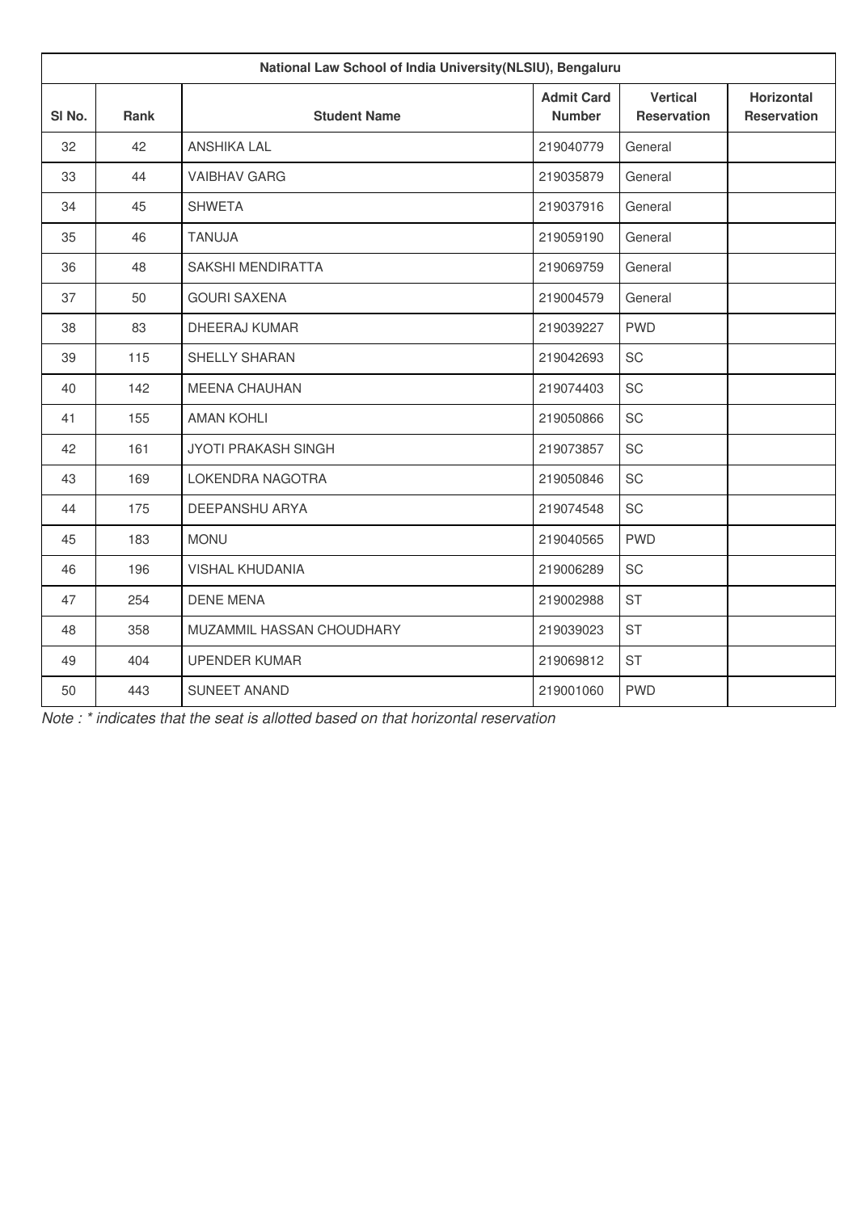| National Law School of India University(NLSIU), Bengaluru | | | | | |
|---|---|---|---|---|---|
| Sl No. | Rank | Student Name | Admit Card Number | Vertical Reservation | Horizontal Reservation |
| 32 | 42 | ANSHIKA LAL | 219040779 | General | |
| 33 | 44 | VAIBHAV GARG | 219035879 | General | |
| 34 | 45 | SHWETA | 219037916 | General | |
| 35 | 46 | TANUJA | 219059190 | General | |
| 36 | 48 | SAKSHI MENDIRATTA | 219069759 | General | |
| 37 | 50 | GOURI SAXENA | 219004579 | General | |
| 38 | 83 | DHEERAJ KUMAR | 219039227 | PWD | |
| 39 | 115 | SHELLY SHARAN | 219042693 | SC | |
| 40 | 142 | MEENA CHAUHAN | 219074403 | SC | |
| 41 | 155 | AMAN KOHLI | 219050866 | SC | |
| 42 | 161 | JYOTI PRAKASH SINGH | 219073857 | SC | |
| 43 | 169 | LOKENDRA NAGOTRA | 219050846 | SC | |
| 44 | 175 | DEEPANSHU ARYA | 219074548 | SC | |
| 45 | 183 | MONU | 219040565 | PWD | |
| 46 | 196 | VISHAL KHUDANIA | 219006289 | SC | |
| 47 | 254 | DENE MENA | 219002988 | ST | |
| 48 | 358 | MUZAMMIL HASSAN CHOUDHARY | 219039023 | ST | |
| 49 | 404 | UPENDER KUMAR | 219069812 | ST | |
| 50 | 443 | SUNEET ANAND | 219001060 | PWD | |

*Note : * indicates that the seat is allotted based on that horizontal reservation*